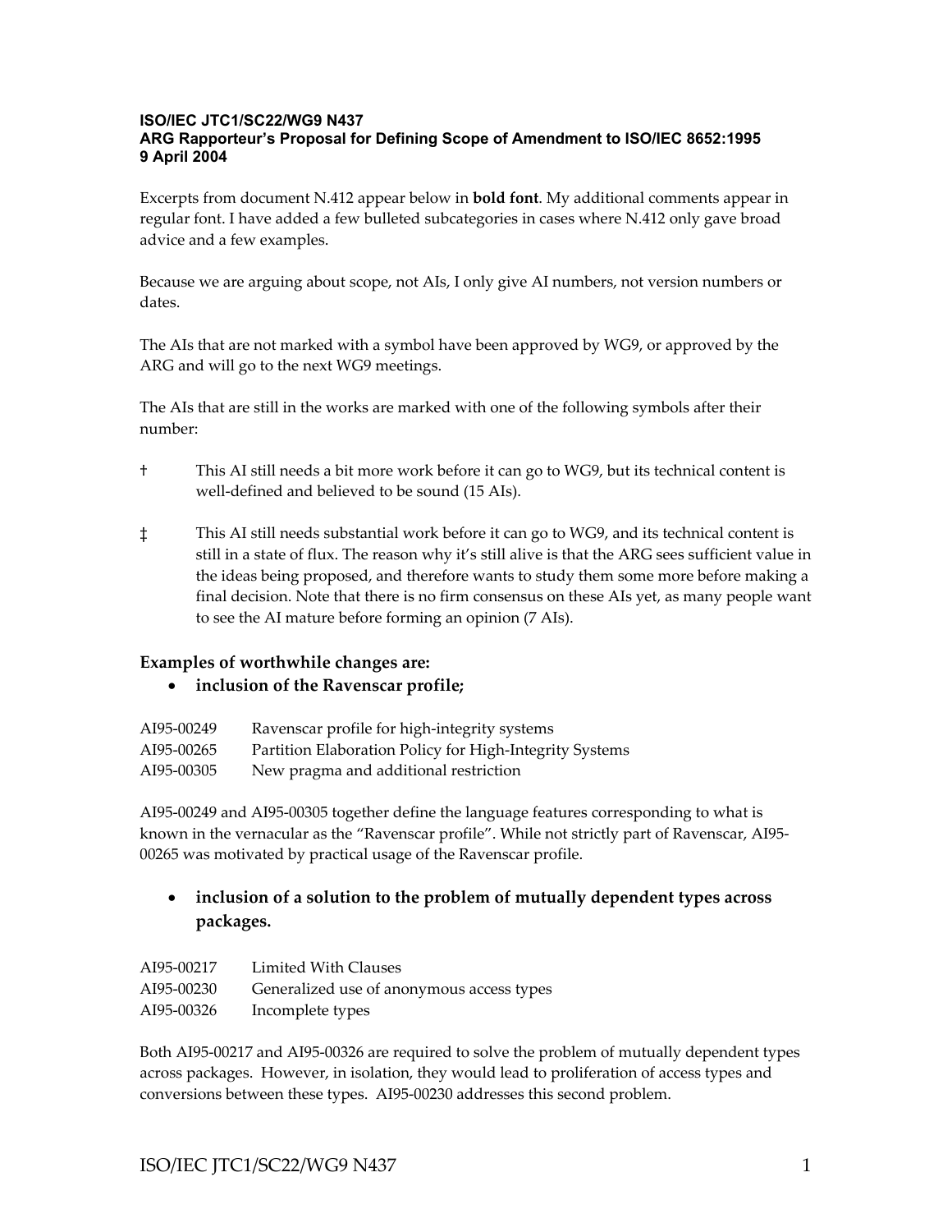**ISO/IEC JTC1/SC22/WG9 N437**
**ARG Rapporteur's Proposal for Defining Scope of Amendment to ISO/IEC 8652:1995**
**9 April 2004**

Excerpts from document N.412 appear below in **bold font**. My additional comments appear in regular font. I have added a few bulleted subcategories in cases where N.412 only gave broad advice and a few examples.

Because we are arguing about scope, not AIs, I only give AI numbers, not version numbers or dates.

The AIs that are not marked with a symbol have been approved by WG9, or approved by the ARG and will go to the next WG9 meetings.

The AIs that are still in the works are marked with one of the following symbols after their number:

† This AI still needs a bit more work before it can go to WG9, but its technical content is well-defined and believed to be sound (15 AIs).

‡ This AI still needs substantial work before it can go to WG9, and its technical content is still in a state of flux. The reason why it's still alive is that the ARG sees sufficient value in the ideas being proposed, and therefore wants to study them some more before making a final decision. Note that there is no firm consensus on these AIs yet, as many people want to see the AI mature before forming an opinion (7 AIs).

### Examples of worthwhile changes are:

- **inclusion of the Ravenscar profile;**

AI95-00249 Ravenscar profile for high-integrity systems
AI95-00265 Partition Elaboration Policy for High-Integrity Systems
AI95-00305 New pragma and additional restriction

AI95-00249 and AI95-00305 together define the language features corresponding to what is known in the vernacular as the "Ravenscar profile". While not strictly part of Ravenscar, AI95-00265 was motivated by practical usage of the Ravenscar profile.

- **inclusion of a solution to the problem of mutually dependent types across packages.**

AI95-00217 Limited With Clauses
AI95-00230 Generalized use of anonymous access types
AI95-00326 Incomplete types

Both AI95-00217 and AI95-00326 are required to solve the problem of mutually dependent types across packages. However, in isolation, they would lead to proliferation of access types and conversions between these types. AI95-00230 addresses this second problem.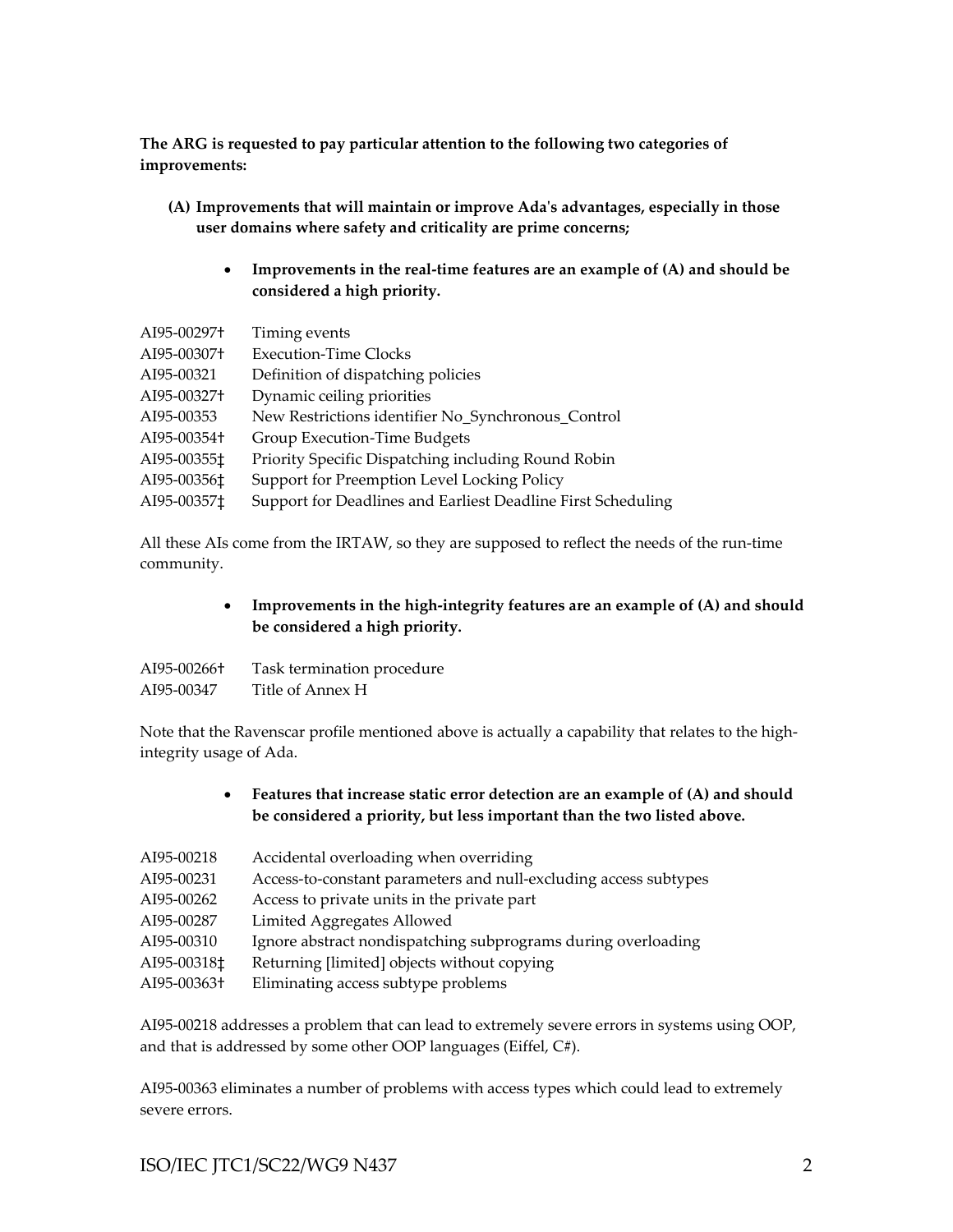**The ARG is requested to pay particular attention to the following two categories of improvements:**

**(A) Improvements that will maintain or improve Ada's advantages, especially in those user domains where safety and criticality are prime concerns;**

- **Improvements in the real-time features are an example of (A) and should be considered a high priority.**

| | |
|---|---|
| AI95-00297† | Timing events |
| AI95-00307† | Execution-Time Clocks |
| AI95-00321 | Definition of dispatching policies |
| AI95-00327† | Dynamic ceiling priorities |
| AI95-00353 | New Restrictions identifier No_Synchronous_Control |
| AI95-00354† | Group Execution-Time Budgets |
| AI95-00355‡ | Priority Specific Dispatching including Round Robin |
| AI95-00356‡ | Support for Preemption Level Locking Policy |
| AI95-00357‡ | Support for Deadlines and Earliest Deadline First Scheduling |

All these AIs come from the IRTAW, so they are supposed to reflect the needs of the run-time community.

- **Improvements in the high-integrity features are an example of (A) and should be considered a high priority.**

| | |
|---|---|
| AI95-00266† | Task termination procedure |
| AI95-00347 | Title of Annex H |

Note that the Ravenscar profile mentioned above is actually a capability that relates to the high-integrity usage of Ada.

- **Features that increase static error detection are an example of (A) and should be considered a priority, but less important than the two listed above.**

| | |
|---|---|
| AI95-00218 | Accidental overloading when overriding |
| AI95-00231 | Access-to-constant parameters and null-excluding access subtypes |
| AI95-00262 | Access to private units in the private part |
| AI95-00287 | Limited Aggregates Allowed |
| AI95-00310 | Ignore abstract nondispatching subprograms during overloading |
| AI95-00318‡ | Returning [limited] objects without copying |
| AI95-00363† | Eliminating access subtype problems |

AI95-00218 addresses a problem that can lead to extremely severe errors in systems using OOP, and that is addressed by some other OOP languages (Eiffel, C#).

AI95-00363 eliminates a number of problems with access types which could lead to extremely severe errors.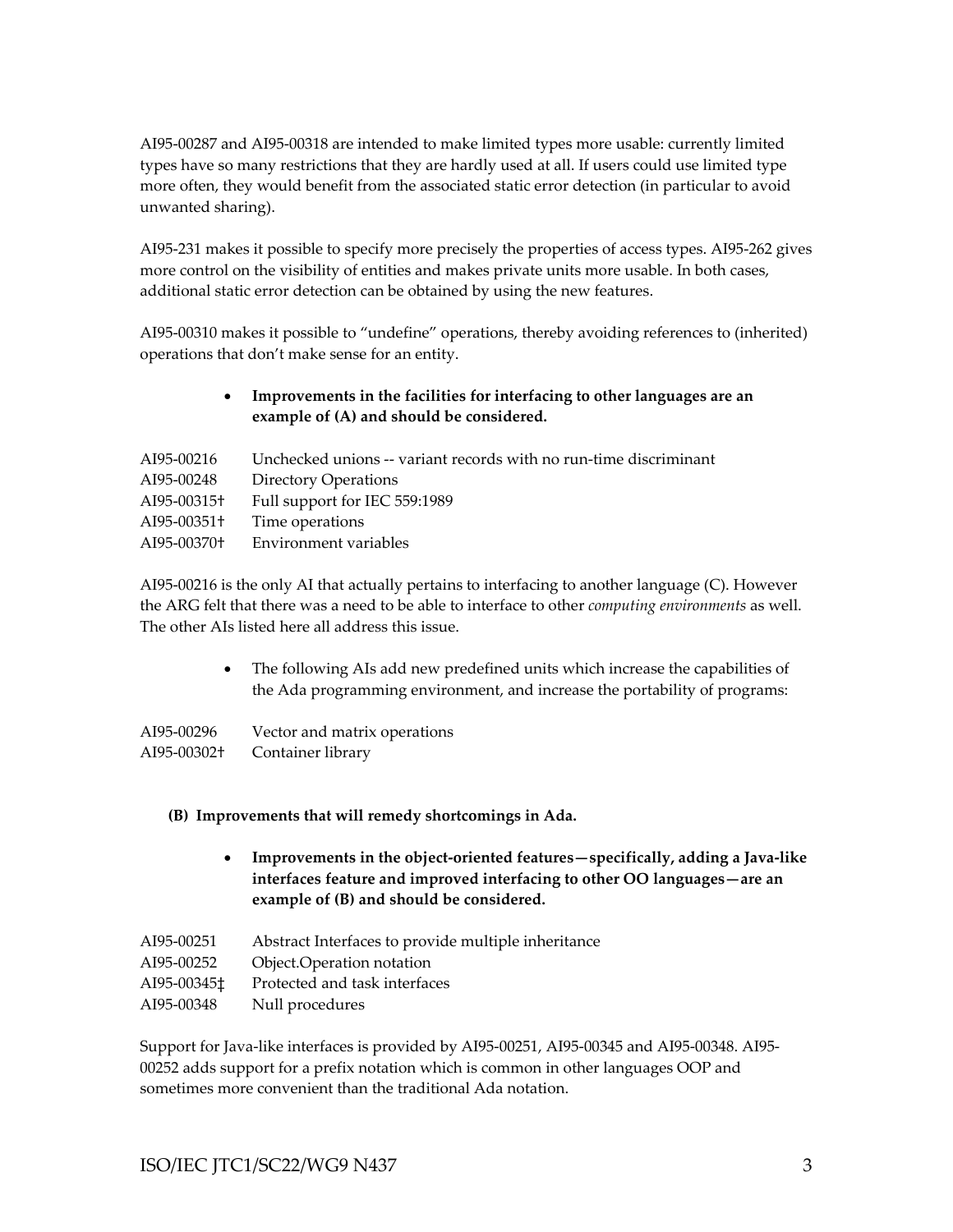AI95-00287 and AI95-00318 are intended to make limited types more usable: currently limited types have so many restrictions that they are hardly used at all. If users could use limited type more often, they would benefit from the associated static error detection (in particular to avoid unwanted sharing).

AI95-231 makes it possible to specify more precisely the properties of access types. AI95-262 gives more control on the visibility of entities and makes private units more usable. In both cases, additional static error detection can be obtained by using the new features.

AI95-00310 makes it possible to “undefine” operations, thereby avoiding references to (inherited) operations that don’t make sense for an entity.

- **Improvements in the facilities for interfacing to other languages are an example of (A) and should be considered.**

| | |
|---|---|
| AI95-00216 | Unchecked unions -- variant records with no run-time discriminant |
| AI95-00248 | Directory Operations |
| AI95-00315† | Full support for IEC 559:1989 |
| AI95-00351† | Time operations |
| AI95-00370† | Environment variables |

AI95-00216 is the only AI that actually pertains to interfacing to another language (C). However the ARG felt that there was a need to be able to interface to other *computing environments* as well. The other AIs listed here all address this issue.

- The following AIs add new predefined units which increase the capabilities of the Ada programming environment, and increase the portability of programs:

| | |
|---|---|
| AI95-00296 | Vector and matrix operations |
| AI95-00302† | Container library |

**(B) Improvements that will remedy shortcomings in Ada.**

- **Improvements in the object-oriented features—specifically, adding a Java-like interfaces feature and improved interfacing to other OO languages—are an example of (B) and should be considered.**

| | |
|---|---|
| AI95-00251 | Abstract Interfaces to provide multiple inheritance |
| AI95-00252 | Object.Operation notation |
| AI95-00345‡ | Protected and task interfaces |
| AI95-00348 | Null procedures |

Support for Java-like interfaces is provided by AI95-00251, AI95-00345 and AI95-00348. AI95-00252 adds support for a prefix notation which is common in other languages OOP and sometimes more convenient than the traditional Ada notation.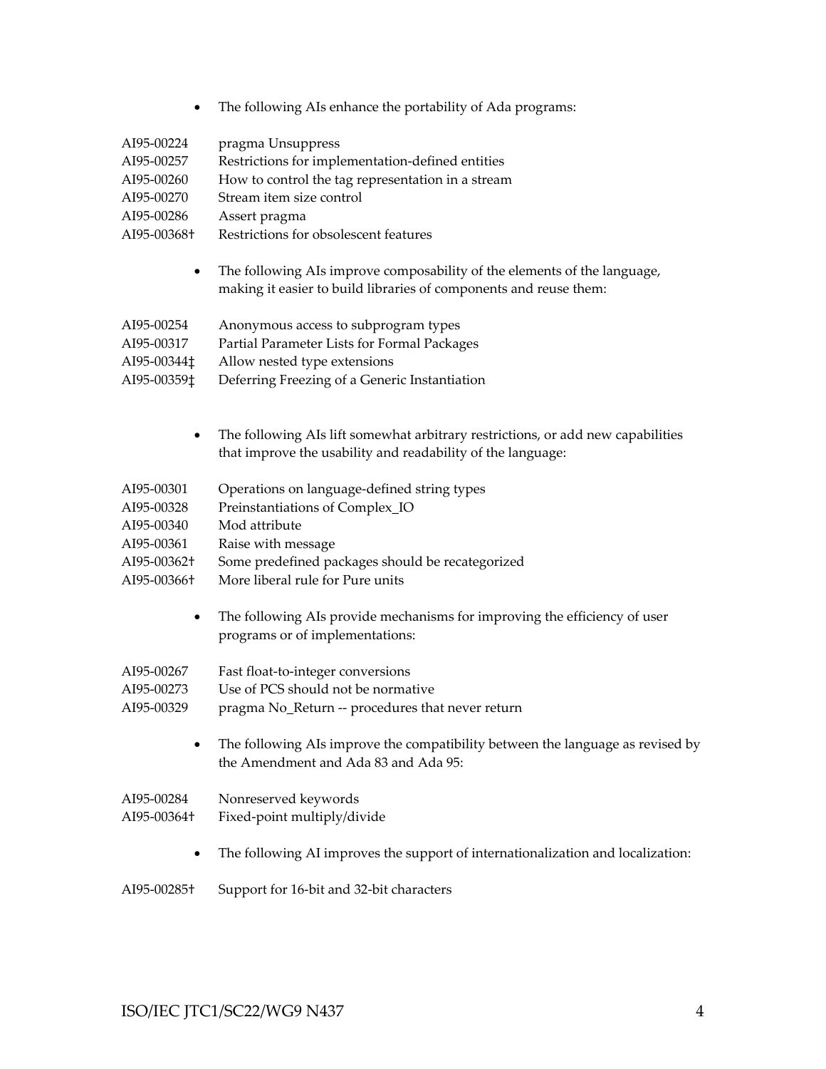- The following AIs enhance the portability of Ada programs:

| | |
|---|---|
| AI95-00224 | pragma Unsuppress |
| AI95-00257 | Restrictions for implementation-defined entities |
| AI95-00260 | How to control the tag representation in a stream |
| AI95-00270 | Stream item size control |
| AI95-00286 | Assert pragma |
| AI95-00368† | Restrictions for obsolescent features |

- The following AIs improve composability of the elements of the language, making it easier to build libraries of components and reuse them:

| | |
|---|---|
| AI95-00254 | Anonymous access to subprogram types |
| AI95-00317 | Partial Parameter Lists for Formal Packages |
| AI95-00344‡ | Allow nested type extensions |
| AI95-00359‡ | Deferring Freezing of a Generic Instantiation |

- The following AIs lift somewhat arbitrary restrictions, or add new capabilities that improve the usability and readability of the language:

| | |
|---|---|
| AI95-00301 | Operations on language-defined string types |
| AI95-00328 | Preinstantiations of Complex_IO |
| AI95-00340 | Mod attribute |
| AI95-00361 | Raise with message |
| AI95-00362† | Some predefined packages should be recategorized |
| AI95-00366† | More liberal rule for Pure units |

- The following AIs provide mechanisms for improving the efficiency of user programs or of implementations:

| | |
|---|---|
| AI95-00267 | Fast float-to-integer conversions |
| AI95-00273 | Use of PCS should not be normative |
| AI95-00329 | pragma No_Return -- procedures that never return |

- The following AIs improve the compatibility between the language as revised by the Amendment and Ada 83 and Ada 95:

| | |
|---|---|
| AI95-00284 | Nonreserved keywords |
| AI95-00364† | Fixed-point multiply/divide |

- The following AI improves the support of internationalization and localization:

| | |
|---|---|
| AI95-00285† | Support for 16-bit and 32-bit characters |